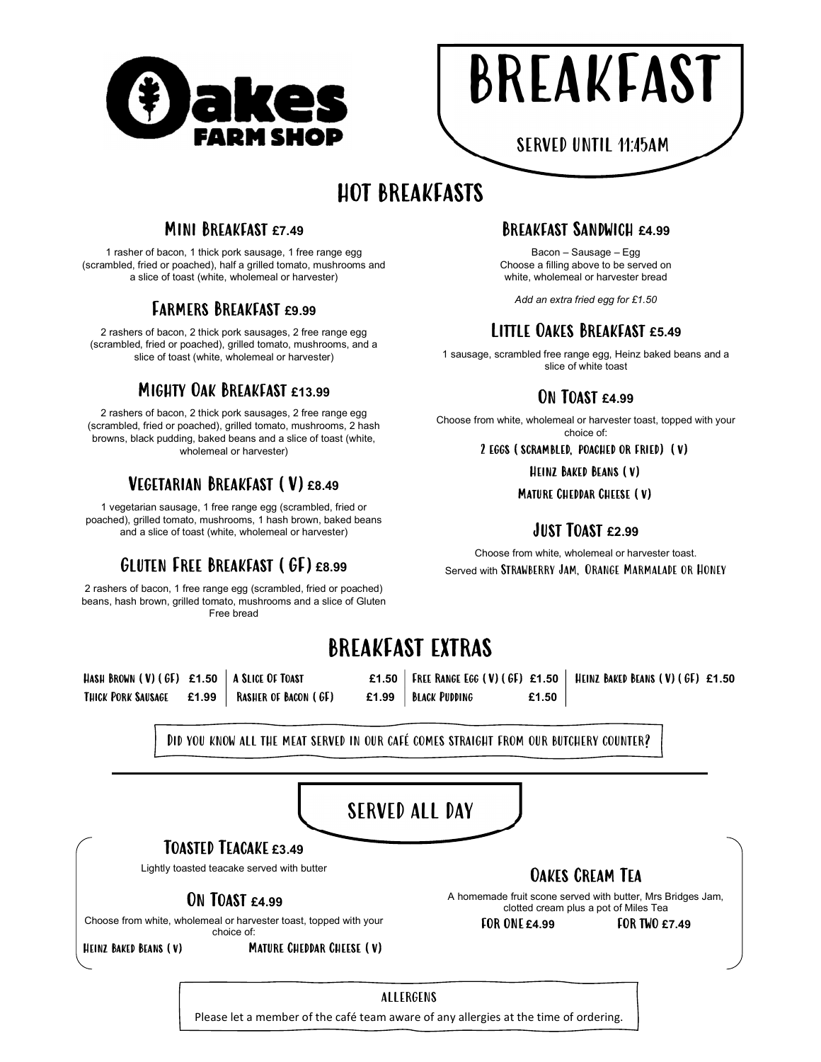# Oakes Farm Shop

# BREAKFAST

SERVED UNTIL 11:45AM

## HOT BREAKFASTS

### Mini Breakfast £7.49

1 rasher of bacon, 1 thick pork sausage, 1 free range egg (scrambled, fried or poached), half a grilled tomato, mushrooms and a slice of toast (white, wholemeal or harvester)

### Farmers Breakfast £9.99

2 rashers of bacon, 2 thick pork sausages, 2 free range egg (scrambled, fried or poached), grilled tomato, mushrooms, and a slice of toast (white, wholemeal or harvester)

### Mighty Oak Breakfast £13.99

2 rashers of bacon, 2 thick pork sausages, 2 free range egg (scrambled, fried or poached), grilled tomato, mushrooms, 2 hash browns, black pudding, baked beans and a slice of toast (white, wholemeal or harvester)

### Vegetarian Breakfast (V) £8.49

1 vegetarian sausage, 1 free range egg (scrambled, fried or poached), grilled tomato, mushrooms, 1 hash brown, baked beans and a slice of toast (white, wholemeal or harvester)

### Gluten Free Breakfast (GF) £8.99

2 rashers of bacon, 1 free range egg (scrambled, fried or poached) beans, hash brown, grilled tomato, mushrooms and a slice of Gluten Free bread

### Breakfast Sandwich £4.99

Bacon – Sausage – Egg
Choose a filling above to be served on white, wholemeal or harvester bread

*Add an extra fried egg for £1.50*

### Little Oakes Breakfast £5.49

1 sausage, scrambled free range egg, Heinz baked beans and a slice of white toast

### On Toast £4.99

Choose from white, wholemeal or harvester toast, topped with your choice of:

2 Eggs (Scrambled, Poached or Fried) (V)

Heinz Baked Beans (V)

Mature Cheddar Cheese (V)

### Just Toast £2.99

Choose from white, wholemeal or harvester toast.
Served with Strawberry Jam, Orange Marmalade or Honey

## BREAKFAST EXTRAS

| Item | Price | Item | Price | Item | Price | Item | Price |
|---|---|---|---|---|---|---|---|
| Hash Brown (V) (GF) | £1.50 | A Slice Of Toast | £1.50 | Free Range Egg (V) (GF) | £1.50 | Heinz Baked Beans (V) (GF) | £1.50 |
| Thick Pork Sausage | £1.99 | Rasher of Bacon (GF) | £1.99 | Black Pudding | £1.50 | | |

Did you know all the meat served in our café comes straight from our butchery counter?

## SERVED ALL DAY

### Toasted Teacake £3.49

Lightly toasted teacake served with butter

### On Toast £4.99

Choose from white, wholemeal or harvester toast, topped with your choice of:

Heinz Baked Beans (V) — Mature Cheddar Cheese (V)

### Oakes Cream Tea

A homemade fruit scone served with butter, Mrs Bridges Jam, clotted cream plus a pot of Miles Tea

For One £4.99 — For Two £7.49

### ALLERGENS

Please let a member of the café team aware of any allergies at the time of ordering.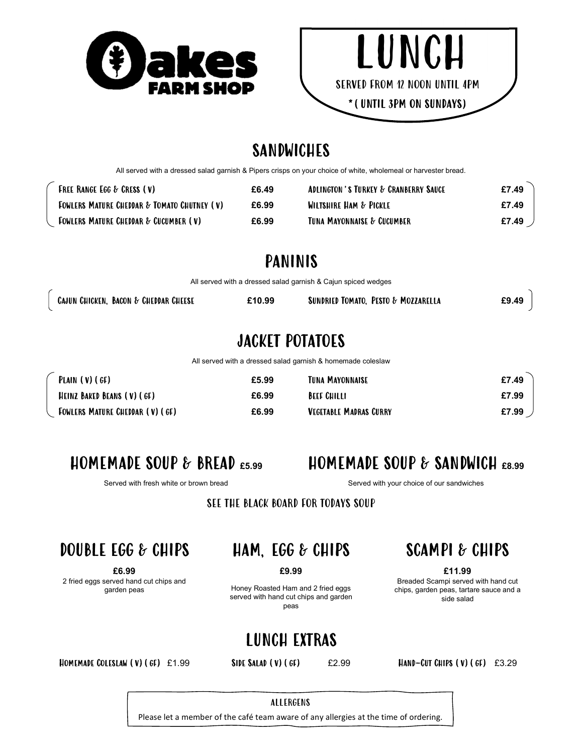Oakes FARM SHOP

# LUNCH

SERVED FROM 12 NOON UNTIL 4PM

*( UNTIL 3PM ON SUNDAYS)

## SANDWICHES

All served with a dressed salad garnish & Pipers crisps on your choice of white, wholemeal or harvester bread.

| | | | |
|---|---|---|---|
| Free Range Egg & Cress ( V) | £6.49 | Adlington's Turkey & Cranberry Sauce | £7.49 |
| Fowlers Mature Cheddar & Tomato Chutney ( V) | £6.99 | Wiltshire Ham & Pickle | £7.49 |
| Fowlers Mature Cheddar & Cucumber ( V) | £6.99 | Tuna Mayonnaise & Cucumber | £7.49 |

## PANINIS

All served with a dressed salad garnish & Cajun spiced wedges

| | | | |
|---|---|---|---|
| Cajun Chicken, Bacon & Cheddar Cheese | £10.99 | Sundried Tomato, Pesto & Mozzarella | £9.49 |

## JACKET POTATOES

All served with a dressed salad garnish & homemade coleslaw

| | | | |
|---|---|---|---|
| Plain ( V) ( GF) | £5.99 | Tuna Mayonnaise | £7.49 |
| Heinz Baked Beans ( V) ( GF) | £6.99 | Beef Chilli | £7.99 |
| Fowlers Mature Cheddar ( V) ( GF) | £6.99 | Vegetable Madras Curry | £7.99 |

## HOMEMADE SOUP & BREAD £5.99

Served with fresh white or brown bread

## HOMEMADE SOUP & SANDWICH £8.99

Served with your choice of our sandwiches

SEE THE BLACK BOARD FOR TODAYS SOUP

## DOUBLE EGG & CHIPS

£6.99

2 fried eggs served hand cut chips and garden peas

## HAM, EGG & CHIPS

£9.99

Honey Roasted Ham and 2 fried eggs served with hand cut chips and garden peas

## SCAMPI & CHIPS

£11.99

Breaded Scampi served with hand cut chips, garden peas, tartare sauce and a side salad

## LUNCH EXTRAS

Homemade Coleslaw ( V) ( GF) £1.99

Side Salad ( V) ( GF) £2.99

Hand-Cut Chips ( V) ( GF) £3.29

**ALLERGENS**

Please let a member of the café team aware of any allergies at the time of ordering.